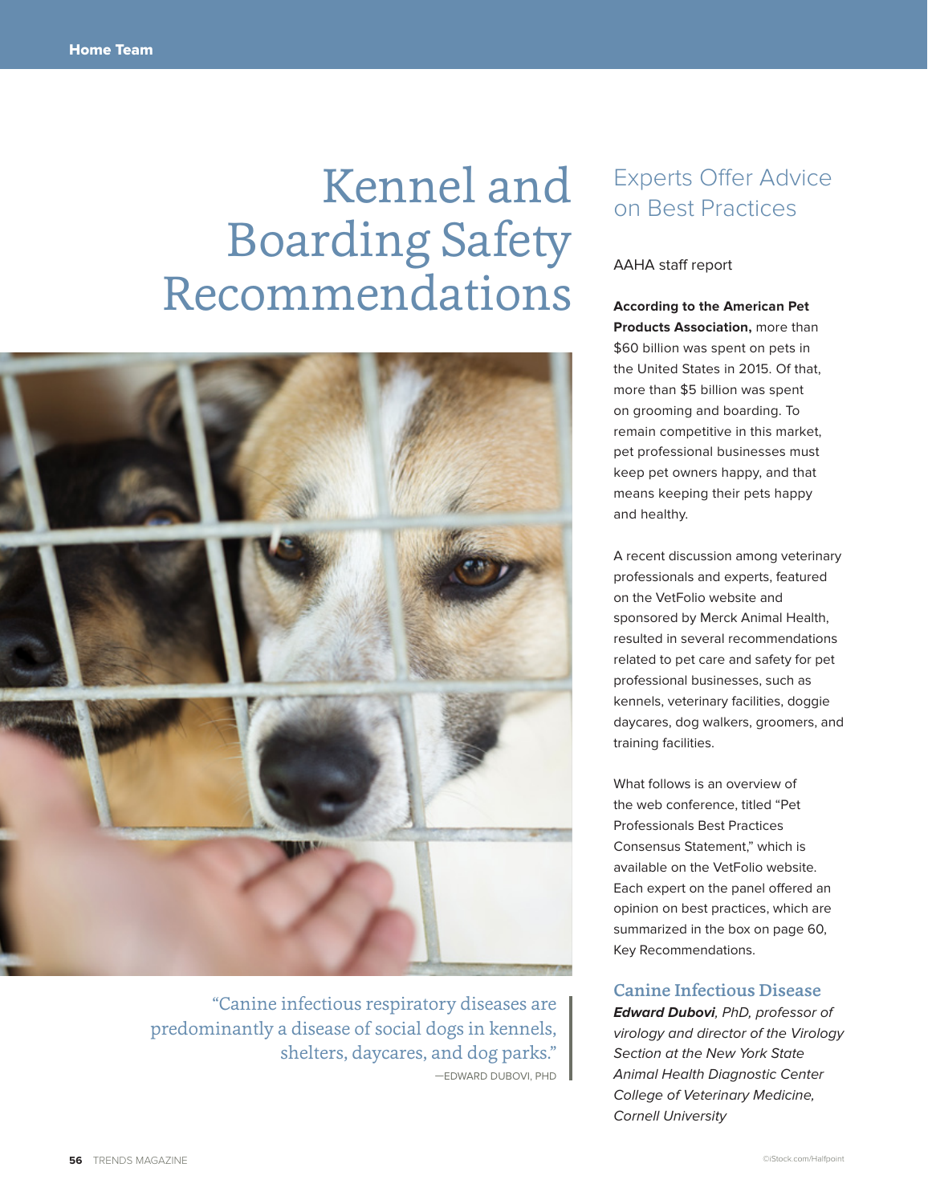# Kennel and Boarding Safety Recommendations

## Experts Offer Advice on Best Practices

AAHA staff report

**According to the American Pet Products Association,** more than $60 billion was spent on pets in the United States in 2015. Of that, more than $5 billion was spent on grooming and boarding. To remain competitive in this market, pet professional businesses must keep pet owners happy, and that means keeping their pets happy and healthy.

A recent discussion among veterinary professionals and experts, featured on the VetFolio website and sponsored by Merck Animal Health, resulted in several recommendations related to pet care and safety for pet professional businesses, such as kennels, veterinary facilities, doggie daycares, dog walkers, groomers, and training facilities.

What follows is an overview of the web conference, titled "Pet Professionals Best Practices Consensus Statement," which is available on the VetFolio website. Each expert on the panel offered an opinion on best practices, which are summarized in the box on page 60, Key Recommendations.

> "Canine infectious respiratory diseases are predominantly a disease of social dogs in kennels, shelters, daycares, and dog parks."
> —EDWARD DUBOVI, PHD

### Canine Infectious Disease

***Edward Dubovi****, PhD, professor of virology and director of the Virology Section at the New York State Animal Health Diagnostic Center College of Veterinary Medicine, Cornell University*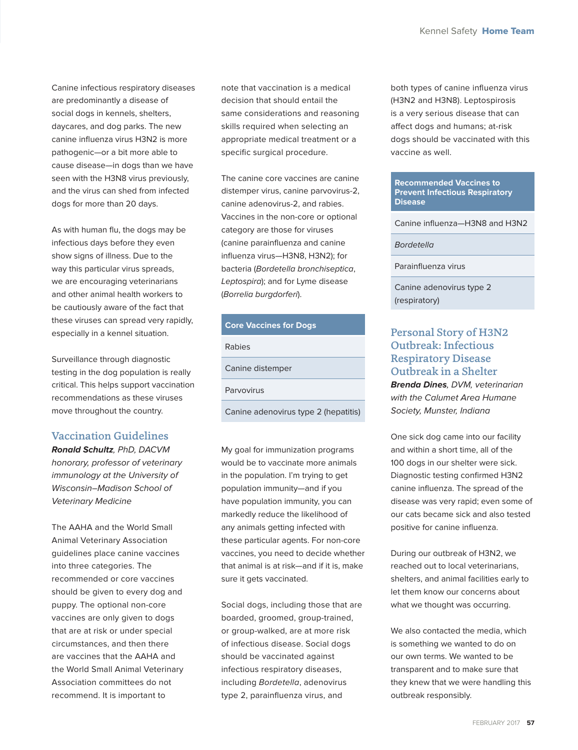Canine infectious respiratory diseases are predominantly a disease of social dogs in kennels, shelters, daycares, and dog parks. The new canine influenza virus H3N2 is more pathogenic—or a bit more able to cause disease—in dogs than we have seen with the H3N8 virus previously, and the virus can shed from infected dogs for more than 20 days.

As with human flu, the dogs may be infectious days before they even show signs of illness. Due to the way this particular virus spreads, we are encouraging veterinarians and other animal health workers to be cautiously aware of the fact that these viruses can spread very rapidly, especially in a kennel situation.

Surveillance through diagnostic testing in the dog population is really critical. This helps support vaccination recommendations as these viruses move throughout the country.

## Vaccination Guidelines

***Ronald Schultz**, PhD, DACVM honorary, professor of veterinary immunology at the University of Wisconsin–Madison School of Veterinary Medicine*

The AAHA and the World Small Animal Veterinary Association guidelines place canine vaccines into three categories. The recommended or core vaccines should be given to every dog and puppy. The optional non-core vaccines are only given to dogs that are at risk or under special circumstances, and then there are vaccines that the AAHA and the World Small Animal Veterinary Association committees do not recommend. It is important to note that vaccination is a medical decision that should entail the same considerations and reasoning skills required when selecting an appropriate medical treatment or a specific surgical procedure.

The canine core vaccines are canine distemper virus, canine parvovirus-2, canine adenovirus-2, and rabies. Vaccines in the non-core or optional category are those for viruses (canine parainfluenza and canine influenza virus—H3N8, H3N2); for bacteria (*Bordetella bronchiseptica*, *Leptospira*); and for Lyme disease (*Borrelia burgdorferi*).

| Core Vaccines for Dogs |
| --- |
| Rabies |
| Canine distemper |
| Parvovirus |
| Canine adenovirus type 2 (hepatitis) |

My goal for immunization programs would be to vaccinate more animals in the population. I'm trying to get population immunity—and if you have population immunity, you can markedly reduce the likelihood of any animals getting infected with these particular agents. For non-core vaccines, you need to decide whether that animal is at risk—and if it is, make sure it gets vaccinated.

Social dogs, including those that are boarded, groomed, group-trained, or group-walked, are at more risk of infectious disease. Social dogs should be vaccinated against infectious respiratory diseases, including *Bordetella*, adenovirus type 2, parainfluenza virus, and both types of canine influenza virus (H3N2 and H3N8). Leptospirosis is a very serious disease that can affect dogs and humans; at-risk dogs should be vaccinated with this vaccine as well.

| Recommended Vaccines to Prevent Infectious Respiratory Disease |
| --- |
| Canine influenza—H3N8 and H3N2 |
| *Bordetella* |
| Parainfluenza virus |
| Canine adenovirus type 2 (respiratory) |

## Personal Story of H3N2 Outbreak: Infectious Respiratory Disease Outbreak in a Shelter

***Brenda Dines**, DVM, veterinarian with the Calumet Area Humane Society, Munster, Indiana*

One sick dog came into our facility and within a short time, all of the 100 dogs in our shelter were sick. Diagnostic testing confirmed H3N2 canine influenza. The spread of the disease was very rapid; even some of our cats became sick and also tested positive for canine influenza.

During our outbreak of H3N2, we reached out to local veterinarians, shelters, and animal facilities early to let them know our concerns about what we thought was occurring.

We also contacted the media, which is something we wanted to do on our own terms. We wanted to be transparent and to make sure that they knew that we were handling this outbreak responsibly.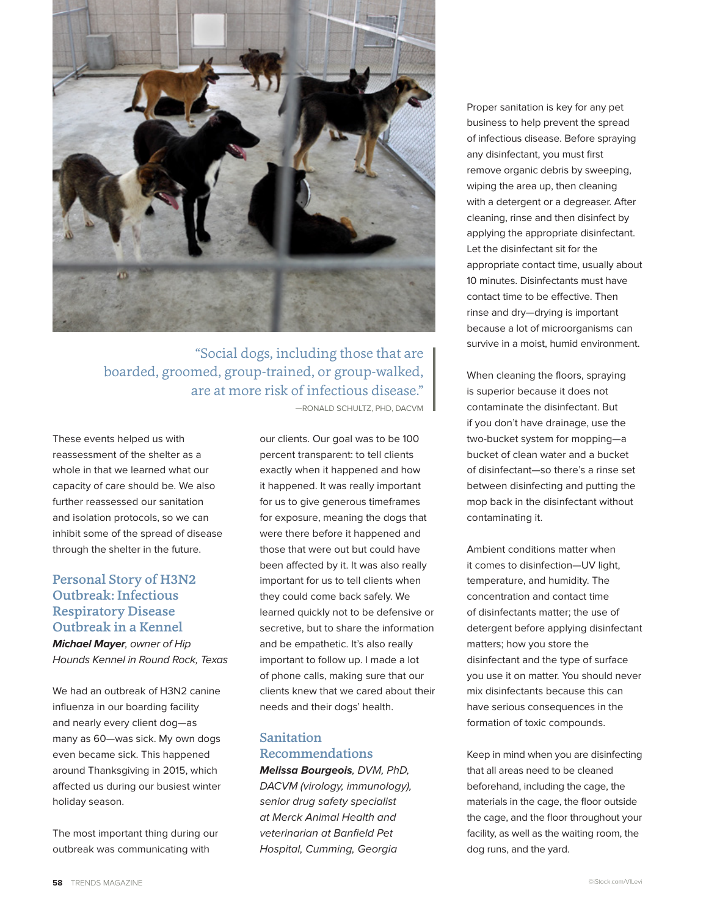> "Social dogs, including those that are boarded, groomed, group-trained, or group-walked, are at more risk of infectious disease."
>
> —RONALD SCHULTZ, PHD, DACVM

These events helped us with reassessment of the shelter as a whole in that we learned what our capacity of care should be. We also further reassessed our sanitation and isolation protocols, so we can inhibit some of the spread of disease through the shelter in the future.

## Personal Story of H3N2 Outbreak: Infectious Respiratory Disease Outbreak in a Kennel

***Michael Mayer**, owner of Hip Hounds Kennel in Round Rock, Texas*

We had an outbreak of H3N2 canine influenza in our boarding facility and nearly every client dog—as many as 60—was sick. My own dogs even became sick. This happened around Thanksgiving in 2015, which affected us during our busiest winter holiday season.

The most important thing during our outbreak was communicating with our clients. Our goal was to be 100 percent transparent: to tell clients exactly when it happened and how it happened. It was really important for us to give generous timeframes for exposure, meaning the dogs that were there before it happened and those that were out but could have been affected by it. It was also really important for us to tell clients when they could come back safely. We learned quickly not to be defensive or secretive, but to share the information and be empathetic. It's also really important to follow up. I made a lot of phone calls, making sure that our clients knew that we cared about their needs and their dogs' health.

## Sanitation Recommendations

***Melissa Bourgeois**, DVM, PhD, DACVM (virology, immunology), senior drug safety specialist at Merck Animal Health and veterinarian at Banfield Pet Hospital, Cumming, Georgia*

Proper sanitation is key for any pet business to help prevent the spread of infectious disease. Before spraying any disinfectant, you must first remove organic debris by sweeping, wiping the area up, then cleaning with a detergent or a degreaser. After cleaning, rinse and then disinfect by applying the appropriate disinfectant. Let the disinfectant sit for the appropriate contact time, usually about 10 minutes. Disinfectants must have contact time to be effective. Then rinse and dry—drying is important because a lot of microorganisms can survive in a moist, humid environment.

When cleaning the floors, spraying is superior because it does not contaminate the disinfectant. But if you don't have drainage, use the two-bucket system for mopping—a bucket of clean water and a bucket of disinfectant—so there's a rinse set between disinfecting and putting the mop back in the disinfectant without contaminating it.

Ambient conditions matter when it comes to disinfection—UV light, temperature, and humidity. The concentration and contact time of disinfectants matter; the use of detergent before applying disinfectant matters; how you store the disinfectant and the type of surface you use it on matter. You should never mix disinfectants because this can have serious consequences in the formation of toxic compounds.

Keep in mind when you are disinfecting that all areas need to be cleaned beforehand, including the cage, the materials in the cage, the floor outside the cage, and the floor throughout your facility, as well as the waiting room, the dog runs, and the yard.

©iStock.com/VILevi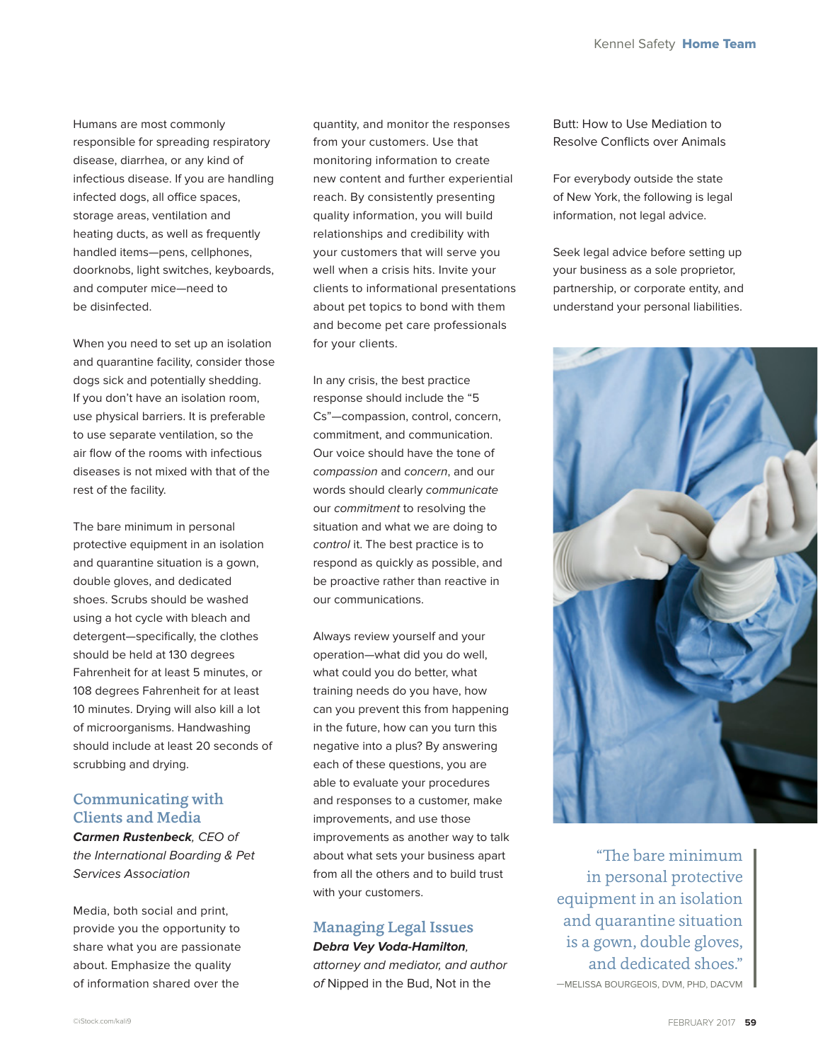Humans are most commonly responsible for spreading respiratory disease, diarrhea, or any kind of infectious disease. If you are handling infected dogs, all office spaces, storage areas, ventilation and heating ducts, as well as frequently handled items—pens, cellphones, doorknobs, light switches, keyboards, and computer mice—need to be disinfected.

When you need to set up an isolation and quarantine facility, consider those dogs sick and potentially shedding. If you don't have an isolation room, use physical barriers. It is preferable to use separate ventilation, so the air flow of the rooms with infectious diseases is not mixed with that of the rest of the facility.

The bare minimum in personal protective equipment in an isolation and quarantine situation is a gown, double gloves, and dedicated shoes. Scrubs should be washed using a hot cycle with bleach and detergent—specifically, the clothes should be held at 130 degrees Fahrenheit for at least 5 minutes, or 108 degrees Fahrenheit for at least 10 minutes. Drying will also kill a lot of microorganisms. Handwashing should include at least 20 seconds of scrubbing and drying.

## Communicating with Clients and Media

***Carmen Rustenbeck**, CEO of the International Boarding & Pet Services Association*

Media, both social and print, provide you the opportunity to share what you are passionate about. Emphasize the quality of information shared over the quantity, and monitor the responses from your customers. Use that monitoring information to create new content and further experiential reach. By consistently presenting quality information, you will build relationships and credibility with your customers that will serve you well when a crisis hits. Invite your clients to informational presentations about pet topics to bond with them and become pet care professionals for your clients.

In any crisis, the best practice response should include the "5 Cs"—compassion, control, concern, commitment, and communication. Our voice should have the tone of *compassion* and *concern*, and our words should clearly *communicate* our *commitment* to resolving the situation and what we are doing to *control* it. The best practice is to respond as quickly as possible, and be proactive rather than reactive in our communications.

Always review yourself and your operation—what did you do well, what could you do better, what training needs do you have, how can you prevent this from happening in the future, how can you turn this negative into a plus? By answering each of these questions, you are able to evaluate your procedures and responses to a customer, make improvements, and use those improvements as another way to talk about what sets your business apart from all the others and to build trust with your customers.

## Managing Legal Issues

***Debra Vey Voda-Hamilton**, attorney and mediator, and author of* Nipped in the Bud, Not in the Butt: How to Use Mediation to Resolve Conflicts over Animals

For everybody outside the state of New York, the following is legal information, not legal advice.

Seek legal advice before setting up your business as a sole proprietor, partnership, or corporate entity, and understand your personal liabilities.

> "The bare minimum in personal protective equipment in an isolation and quarantine situation is a gown, double gloves, and dedicated shoes."
> —MELISSA BOURGEOIS, DVM, PHD, DACVM

©iStock.com/kali9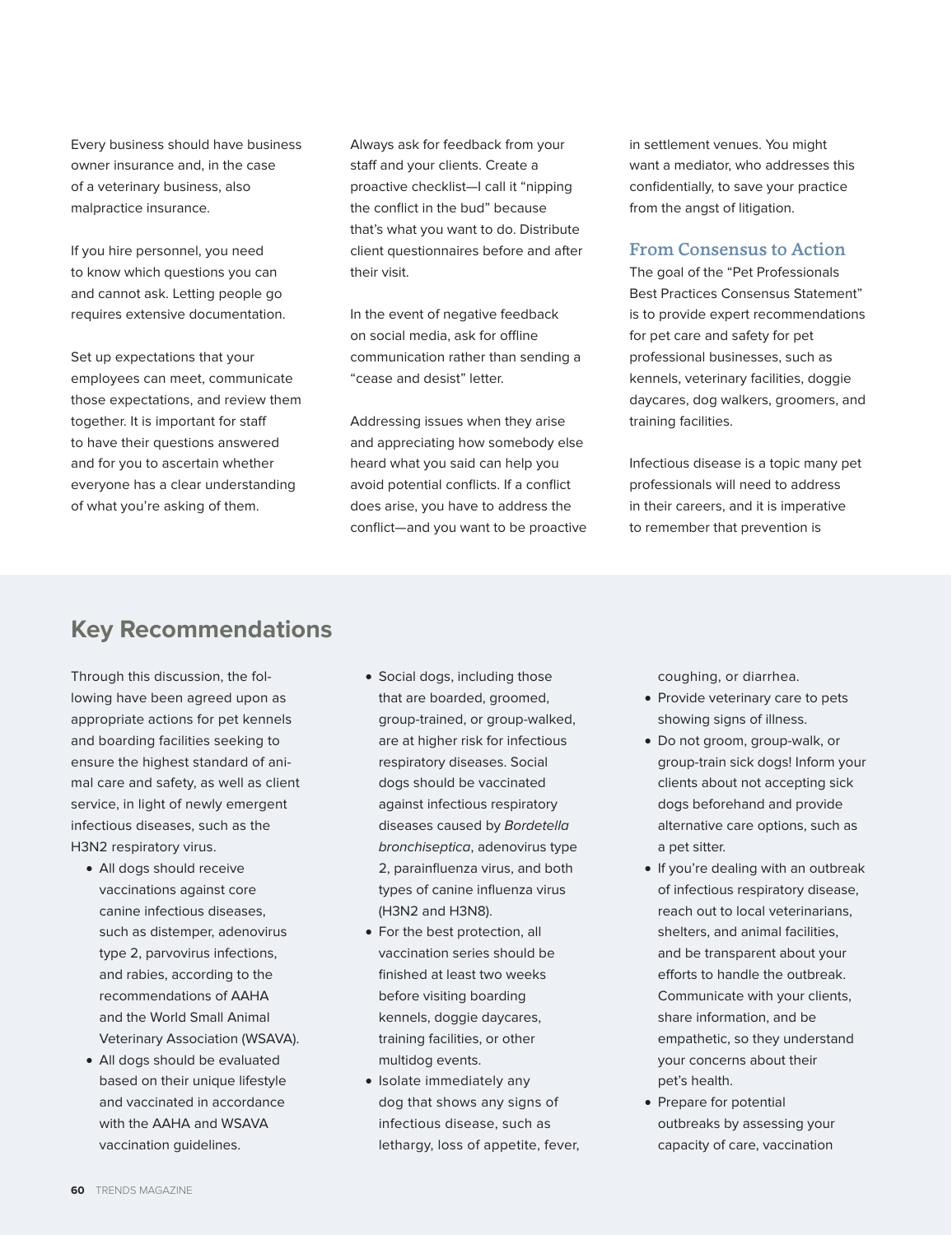Every business should have business owner insurance and, in the case of a veterinary business, also malpractice insurance.

If you hire personnel, you need to know which questions you can and cannot ask. Letting people go requires extensive documentation.

Set up expectations that your employees can meet, communicate those expectations, and review them together. It is important for staff to have their questions answered and for you to ascertain whether everyone has a clear understanding of what you're asking of them.

Always ask for feedback from your staff and your clients. Create a proactive checklist—I call it "nipping the conflict in the bud" because that's what you want to do. Distribute client questionnaires before and after their visit.

In the event of negative feedback on social media, ask for offline communication rather than sending a "cease and desist" letter.

Addressing issues when they arise and appreciating how somebody else heard what you said can help you avoid potential conflicts. If a conflict does arise, you have to address the conflict—and you want to be proactive in settlement venues. You might want a mediator, who addresses this confidentially, to save your practice from the angst of litigation.

### From Consensus to Action

The goal of the "Pet Professionals Best Practices Consensus Statement" is to provide expert recommendations for pet care and safety for pet professional businesses, such as kennels, veterinary facilities, doggie daycares, dog walkers, groomers, and training facilities.

Infectious disease is a topic many pet professionals will need to address in their careers, and it is imperative to remember that prevention is

## Key Recommendations

Through this discussion, the following have been agreed upon as appropriate actions for pet kennels and boarding facilities seeking to ensure the highest standard of animal care and safety, as well as client service, in light of newly emergent infectious diseases, such as the H3N2 respiratory virus.

- All dogs should receive vaccinations against core canine infectious diseases, such as distemper, adenovirus type 2, parvovirus infections, and rabies, according to the recommendations of AAHA and the World Small Animal Veterinary Association (WSAVA).
- All dogs should be evaluated based on their unique lifestyle and vaccinated in accordance with the AAHA and WSAVA vaccination guidelines.
- Social dogs, including those that are boarded, groomed, group-trained, or group-walked, are at higher risk for infectious respiratory diseases. Social dogs should be vaccinated against infectious respiratory diseases caused by *Bordetella bronchiseptica*, adenovirus type 2, parainfluenza virus, and both types of canine influenza virus (H3N2 and H3N8).
- For the best protection, all vaccination series should be finished at least two weeks before visiting boarding kennels, doggie daycares, training facilities, or other multidog events.
- Isolate immediately any dog that shows any signs of infectious disease, such as lethargy, loss of appetite, fever, coughing, or diarrhea.
- Provide veterinary care to pets showing signs of illness.
- Do not groom, group-walk, or group-train sick dogs! Inform your clients about not accepting sick dogs beforehand and provide alternative care options, such as a pet sitter.
- If you're dealing with an outbreak of infectious respiratory disease, reach out to local veterinarians, shelters, and animal facilities, and be transparent about your efforts to handle the outbreak. Communicate with your clients, share information, and be empathetic, so they understand your concerns about their pet's health.
- Prepare for potential outbreaks by assessing your capacity of care, vaccination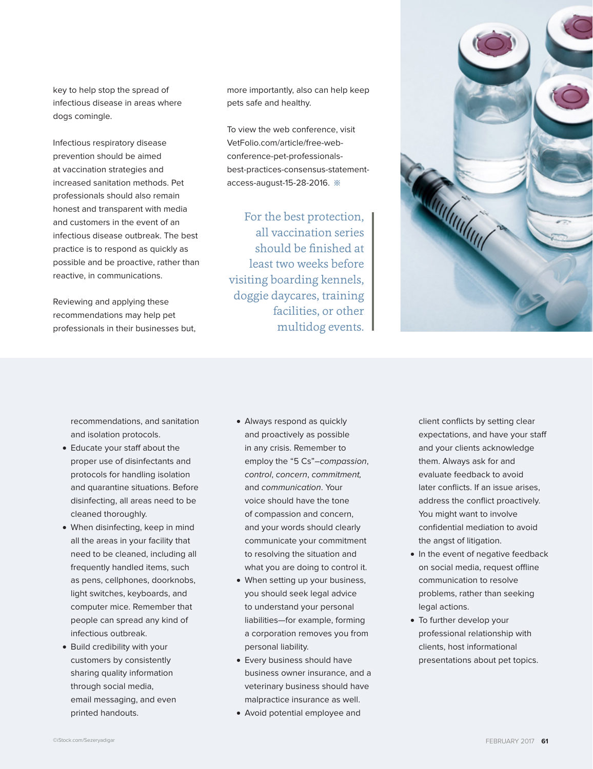key to help stop the spread of infectious disease in areas where dogs comingle.

Infectious respiratory disease prevention should be aimed at vaccination strategies and increased sanitation methods. Pet professionals should also remain honest and transparent with media and customers in the event of an infectious disease outbreak. The best practice is to respond as quickly as possible and be proactive, rather than reactive, in communications.

Reviewing and applying these recommendations may help pet professionals in their businesses but, more importantly, also can help keep pets safe and healthy.

To view the web conference, visit VetFolio.com/article/free-web-conference-pet-professionals-best-practices-consensus-statement-access-august-15-28-2016. ※

> For the best protection, all vaccination series should be finished at least two weeks before visiting boarding kennels, doggie daycares, training facilities, or other multidog events.

recommendations, and sanitation and isolation protocols.

- Educate your staff about the proper use of disinfectants and protocols for handling isolation and quarantine situations. Before disinfecting, all areas need to be cleaned thoroughly.
- When disinfecting, keep in mind all the areas in your facility that need to be cleaned, including all frequently handled items, such as pens, cellphones, doorknobs, light switches, keyboards, and computer mice. Remember that people can spread any kind of infectious outbreak.
- Build credibility with your customers by consistently sharing quality information through social media, email messaging, and even printed handouts.
- Always respond as quickly and proactively as possible in any crisis. Remember to employ the "5 Cs"–*compassion*, *control*, *concern*, *commitment,* and *communication*. Your voice should have the tone of compassion and concern, and your words should clearly communicate your commitment to resolving the situation and what you are doing to control it.
- When setting up your business, you should seek legal advice to understand your personal liabilities—for example, forming a corporation removes you from personal liability.
- Every business should have business owner insurance, and a veterinary business should have malpractice insurance as well.
- Avoid potential employee and client conflicts by setting clear expectations, and have your staff and your clients acknowledge them. Always ask for and evaluate feedback to avoid later conflicts. If an issue arises, address the conflict proactively. You might want to involve confidential mediation to avoid the angst of litigation.
- In the event of negative feedback on social media, request offline communication to resolve problems, rather than seeking legal actions.
- To further develop your professional relationship with clients, host informational presentations about pet topics.

©iStock.com/Sezeryadigar